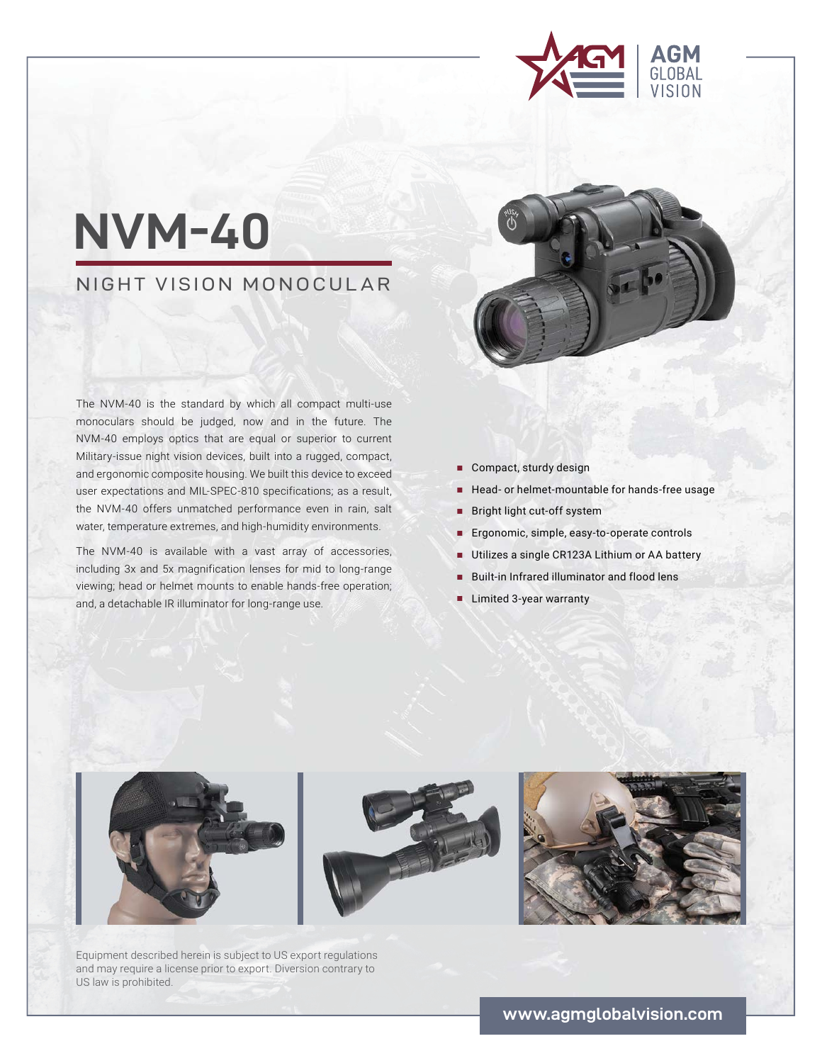# NVM-40

## NIGHT VISION MONOCULAR

The NVM-40 is the standard by which all compact multi-use monoculars should be judged, now and in the future. The NVM-40 employs optics that are equal or superior to current Military-issue night vision devices, built into a rugged, compact, and ergonomic composite housing. We built this device to exceed user expectations and MIL-SPEC-810 specifications; as a result, the NVM-40 offers unmatched performance even in rain, salt water, temperature extremes, and high-humidity environments.

The NVM-40 is available with a vast array of accessories, including 3x and 5x magnification lenses for mid to long-range viewing; head or helmet mounts to enable hands-free operation; and, a detachable IR illuminator for long-range use.

- Compact, sturdy design
- Head- or helmet-mountable for hands-free usage
- Bright light cut-off system
- Ergonomic, simple, easy-to-operate controls
- Utilizes a single CR123A Lithium or AA battery
- Built-in Infrared illuminator and flood lens
- Limited 3-year warranty

Equipment described herein is subject to US export regulations and may require a license prior to export. Diversion contrary to US law is prohibited.

www.agmglobalvision.com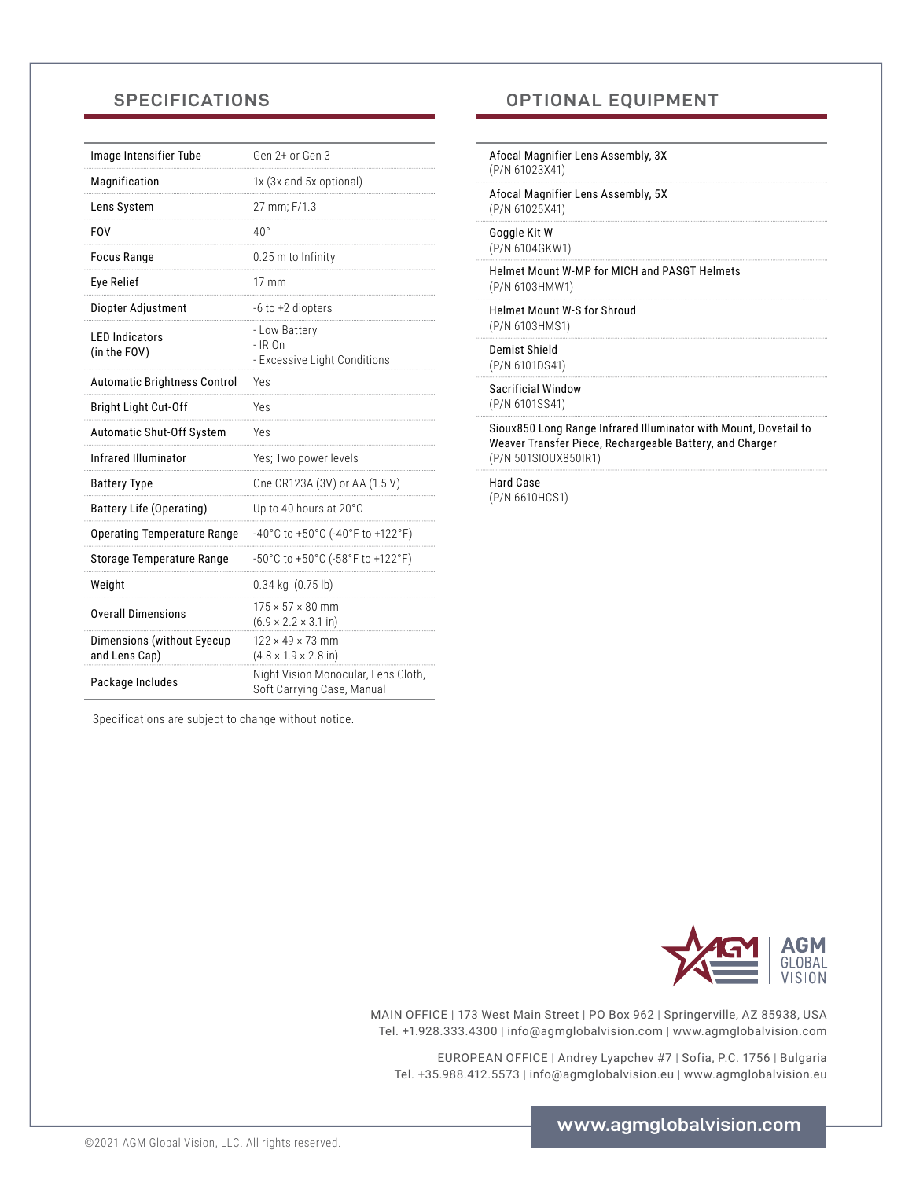## SPECIFICATIONS

| | |
|---|---|
| Image Intensifier Tube | Gen 2+ or Gen 3 |
| Magnification | 1x (3x and 5x optional) |
| Lens System | 27 mm; F/1.3 |
| FOV | 40° |
| Focus Range | 0.25 m to Infinity |
| Eye Relief | 17 mm |
| Diopter Adjustment | -6 to +2 diopters |
| LED Indicators (in the FOV) | - Low Battery<br>- IR On<br>- Excessive Light Conditions |
| Automatic Brightness Control | Yes |
| Bright Light Cut-Off | Yes |
| Automatic Shut-Off System | Yes |
| Infrared Illuminator | Yes; Two power levels |
| Battery Type | One CR123A (3V) or AA (1.5 V) |
| Battery Life (Operating) | Up to 40 hours at 20°C |
| Operating Temperature Range | -40°C to +50°C (-40°F to +122°F) |
| Storage Temperature Range | -50°C to +50°C (-58°F to +122°F) |
| Weight | 0.34 kg (0.75 lb) |
| Overall Dimensions | 175 × 57 × 80 mm<br>(6.9 × 2.2 × 3.1 in) |
| Dimensions (without Eyecup and Lens Cap) | 122 × 49 × 73 mm<br>(4.8 × 1.9 × 2.8 in) |
| Package Includes | Night Vision Monocular, Lens Cloth, Soft Carrying Case, Manual |

Specifications are subject to change without notice.

## OPTIONAL EQUIPMENT

- Afocal Magnifier Lens Assembly, 3X (P/N 61023X41)
- Afocal Magnifier Lens Assembly, 5X (P/N 61025X41)
- Goggle Kit W (P/N 6104GKW1)
- Helmet Mount W-MP for MICH and PASGT Helmets (P/N 6103HMW1)
- Helmet Mount W-S for Shroud (P/N 6103HMS1)
- Demist Shield (P/N 6101DS41)
- Sacrificial Window (P/N 6101SS41)
- Sioux850 Long Range Infrared Illuminator with Mount, Dovetail to Weaver Transfer Piece, Rechargeable Battery, and Charger (P/N 501SIOUX850IR1)
- Hard Case (P/N 6610HCS1)

AGM GLOBAL VISION

MAIN OFFICE | 173 West Main Street | PO Box 962 | Springerville, AZ 85938, USA
Tel. +1.928.333.4300 | info@agmglobalvision.com | www.agmglobalvision.com

EUROPEAN OFFICE | Andrey Lyapchev #7 | Sofia, P.C. 1756 | Bulgaria
Tel. +35.988.412.5573 | info@agmglobalvision.eu | www.agmglobalvision.eu

www.agmglobalvision.com

©2021 AGM Global Vision, LLC. All rights reserved.